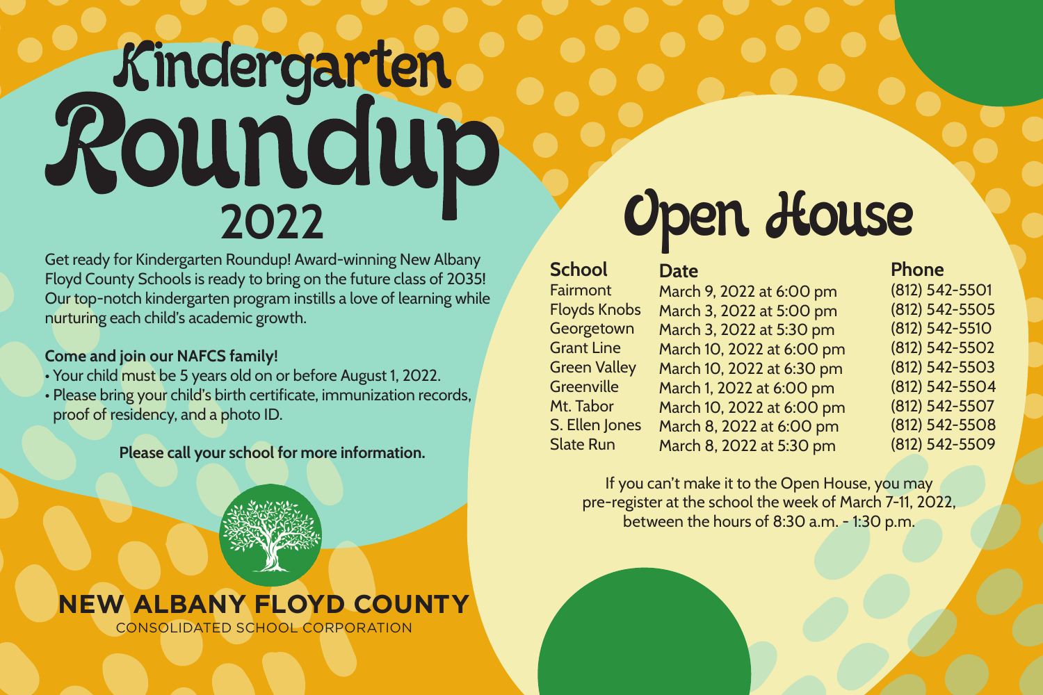# Kindergarten Roundup 2022

Get ready for Kindergarten Roundup! Award-winning New Albany Floyd County Schools is ready to bring on the future class of 2035! Our top-notch kindergarten program instills a love of learning while nurturing each child's academic growth.

**Come and join our NAFCS family!**

- Your child must be 5 years old on or before August 1, 2022.
- Please bring your child's birth certificate, immunization records, proof of residency, and a photo ID.

**Please call your school for more information.**

**NEW ALBANY FLOYD COUNTY**
CONSOLIDATED SCHOOL CORPORATION

# Open House

| School | Date | Phone |
| --- | --- | --- |
| Fairmont | March 9, 2022 at 6:00 pm | (812) 542-5501 |
| Floyds Knobs | March 3, 2022 at 5:00 pm | (812) 542-5505 |
| Georgetown | March 3, 2022 at 5:30 pm | (812) 542-5510 |
| Grant Line | March 10, 2022 at 6:00 pm | (812) 542-5502 |
| Green Valley | March 10, 2022 at 6:30 pm | (812) 542-5503 |
| Greenville | March 1, 2022 at 6:00 pm | (812) 542-5504 |
| Mt. Tabor | March 10, 2022 at 6:00 pm | (812) 542-5507 |
| S. Ellen Jones | March 8, 2022 at 6:00 pm | (812) 542-5508 |
| Slate Run | March 8, 2022 at 5:30 pm | (812) 542-5509 |

If you can't make it to the Open House, you may pre-register at the school the week of March 7-11, 2022, between the hours of 8:30 a.m. - 1:30 p.m.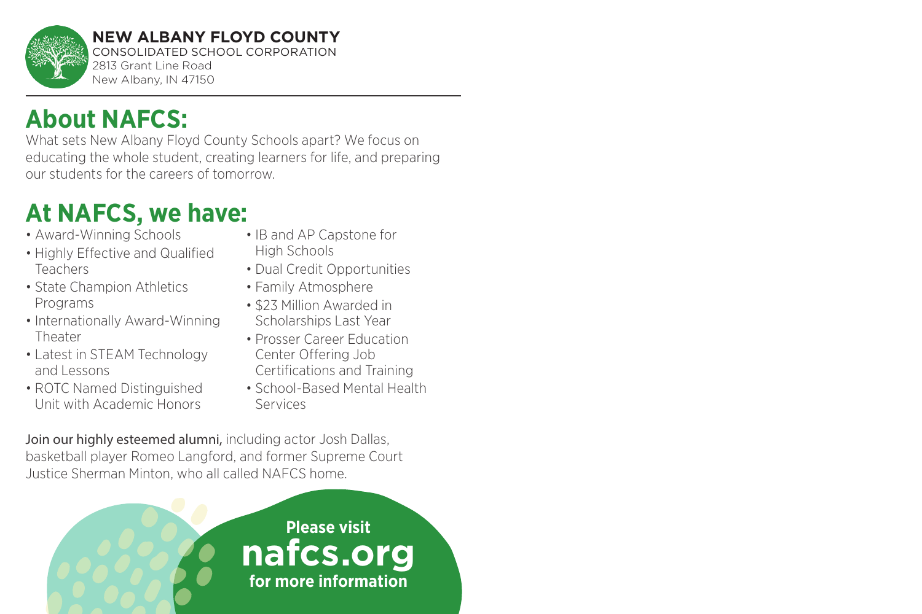**NEW ALBANY FLOYD COUNTY**
CONSOLIDATED SCHOOL CORPORATION
2813 Grant Line Road
New Albany, IN 47150

# About NAFCS:

What sets New Albany Floyd County Schools apart? We focus on educating the whole student, creating learners for life, and preparing our students for the careers of tomorrow.

# At NAFCS, we have:

- Award-Winning Schools
- Highly Effective and Qualified Teachers
- State Champion Athletics Programs
- Internationally Award-Winning Theater
- Latest in STEAM Technology and Lessons
- ROTC Named Distinguished Unit with Academic Honors
- IB and AP Capstone for High Schools
- Dual Credit Opportunities
- Family Atmosphere
- $23 Million Awarded in Scholarships Last Year
- Prosser Career Education Center Offering Job Certifications and Training
- School-Based Mental Health Services

Join our highly esteemed alumni, including actor Josh Dallas, basketball player Romeo Langford, and former Supreme Court Justice Sherman Minton, who all called NAFCS home.

**Please visit**
**nafcs.org**
**for more information**